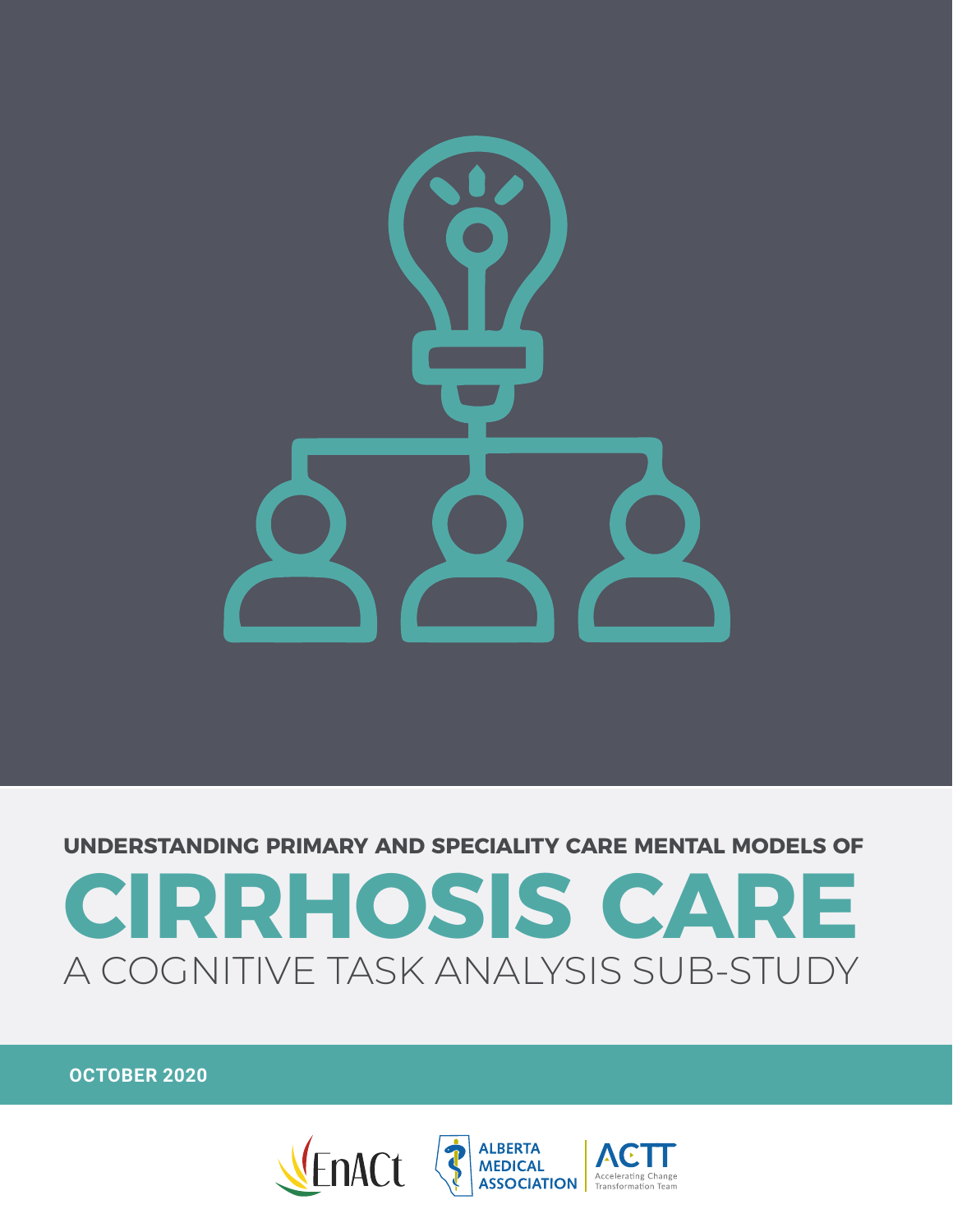UNDERSTANDING PRIMARY AND SPECIALITY CARE MENTAL MODELS OF

# CIRRHOSIS CARE

## A COGNITIVE TASK ANALYSIS SUB-STUDY

**OCTOBER 2020**

EnACt

ALBERTA MEDICAL ASSOCIATION

ACTT Accelerating Change Transformation Team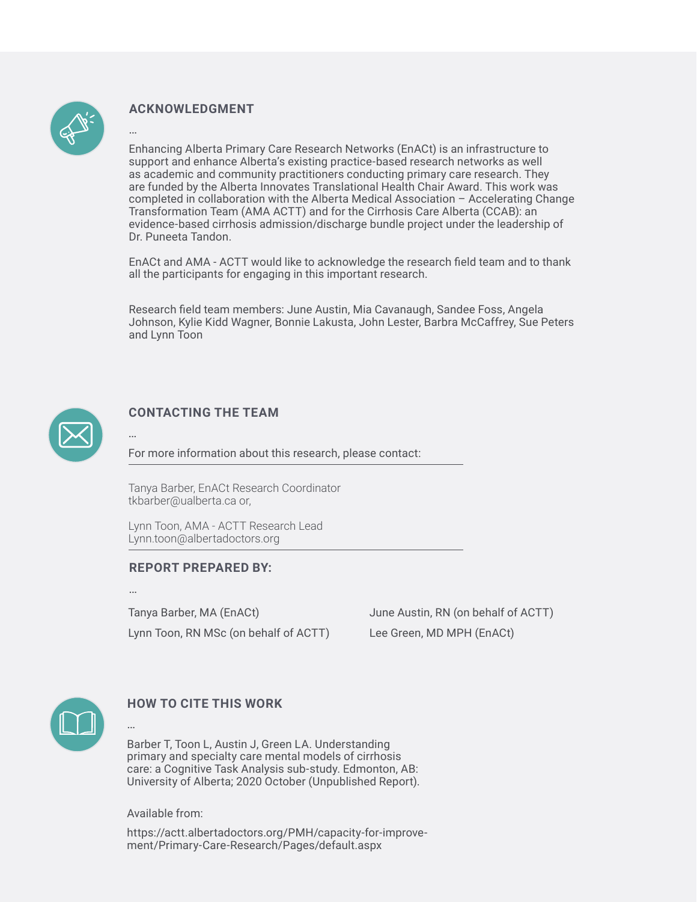## ACKNOWLEDGMENT

…

Enhancing Alberta Primary Care Research Networks (EnACt) is an infrastructure to support and enhance Alberta's existing practice-based research networks as well as academic and community practitioners conducting primary care research. They are funded by the Alberta Innovates Translational Health Chair Award. This work was completed in collaboration with the Alberta Medical Association – Accelerating Change Transformation Team (AMA ACTT) and for the Cirrhosis Care Alberta (CCAB): an evidence-based cirrhosis admission/discharge bundle project under the leadership of Dr. Puneeta Tandon.

EnACt and AMA - ACTT would like to acknowledge the research field team and to thank all the participants for engaging in this important research.

Research field team members: June Austin, Mia Cavanaugh, Sandee Foss, Angela Johnson, Kylie Kidd Wagner, Bonnie Lakusta, John Lester, Barbra McCaffrey, Sue Peters and Lynn Toon

## CONTACTING THE TEAM

…

For more information about this research, please contact:

Tanya Barber, EnACt Research Coordinator
tkbarber@ualberta.ca or,

Lynn Toon, AMA - ACTT Research Lead
Lynn.toon@albertadoctors.org

## REPORT PREPARED BY:

…

Tanya Barber, MA (EnACt)

Lynn Toon, RN MSc (on behalf of ACTT)

June Austin, RN (on behalf of ACTT)

Lee Green, MD MPH (EnACt)

## HOW TO CITE THIS WORK

…

Barber T, Toon L, Austin J, Green LA. Understanding primary and specialty care mental models of cirrhosis care: a Cognitive Task Analysis sub-study. Edmonton, AB: University of Alberta; 2020 October (Unpublished Report).

Available from:

https://actt.albertadoctors.org/PMH/capacity-for-improvement/Primary-Care-Research/Pages/default.aspx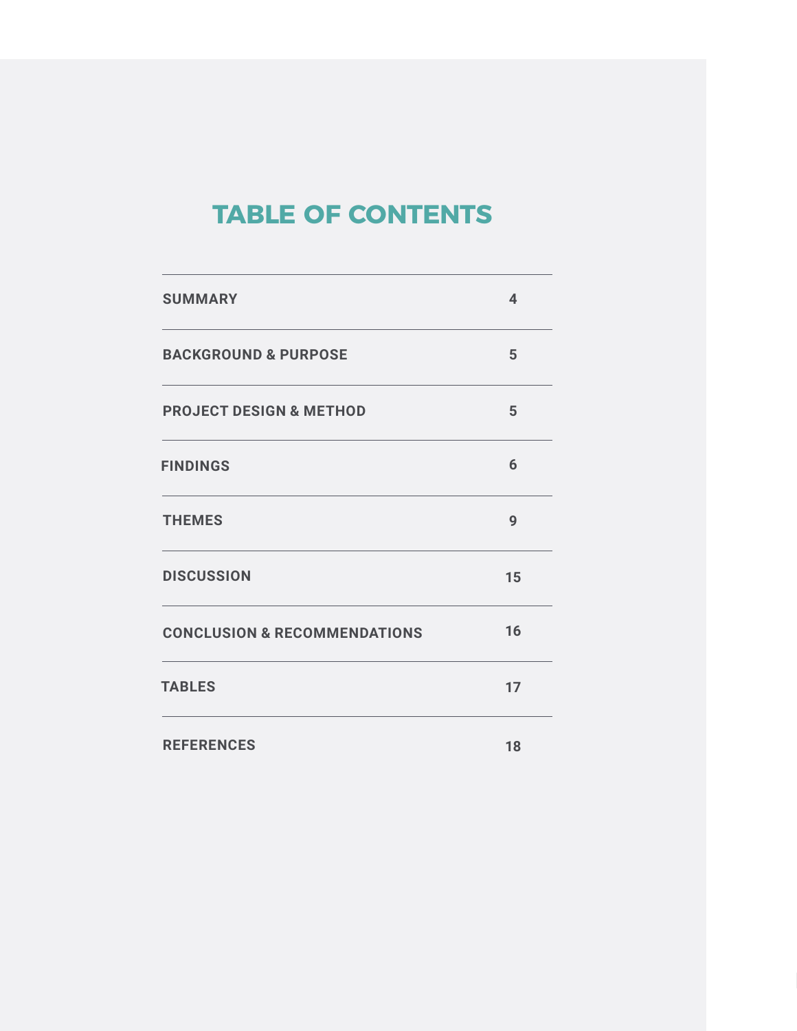# TABLE OF CONTENTS

| | |
|---|---|
| **SUMMARY** | **4** |
| **BACKGROUND & PURPOSE** | **5** |
| **PROJECT DESIGN & METHOD** | **5** |
| **FINDINGS** | **6** |
| **THEMES** | **9** |
| **DISCUSSION** | **15** |
| **CONCLUSION & RECOMMENDATIONS** | **16** |
| **TABLES** | **17** |
| **REFERENCES** | **18** |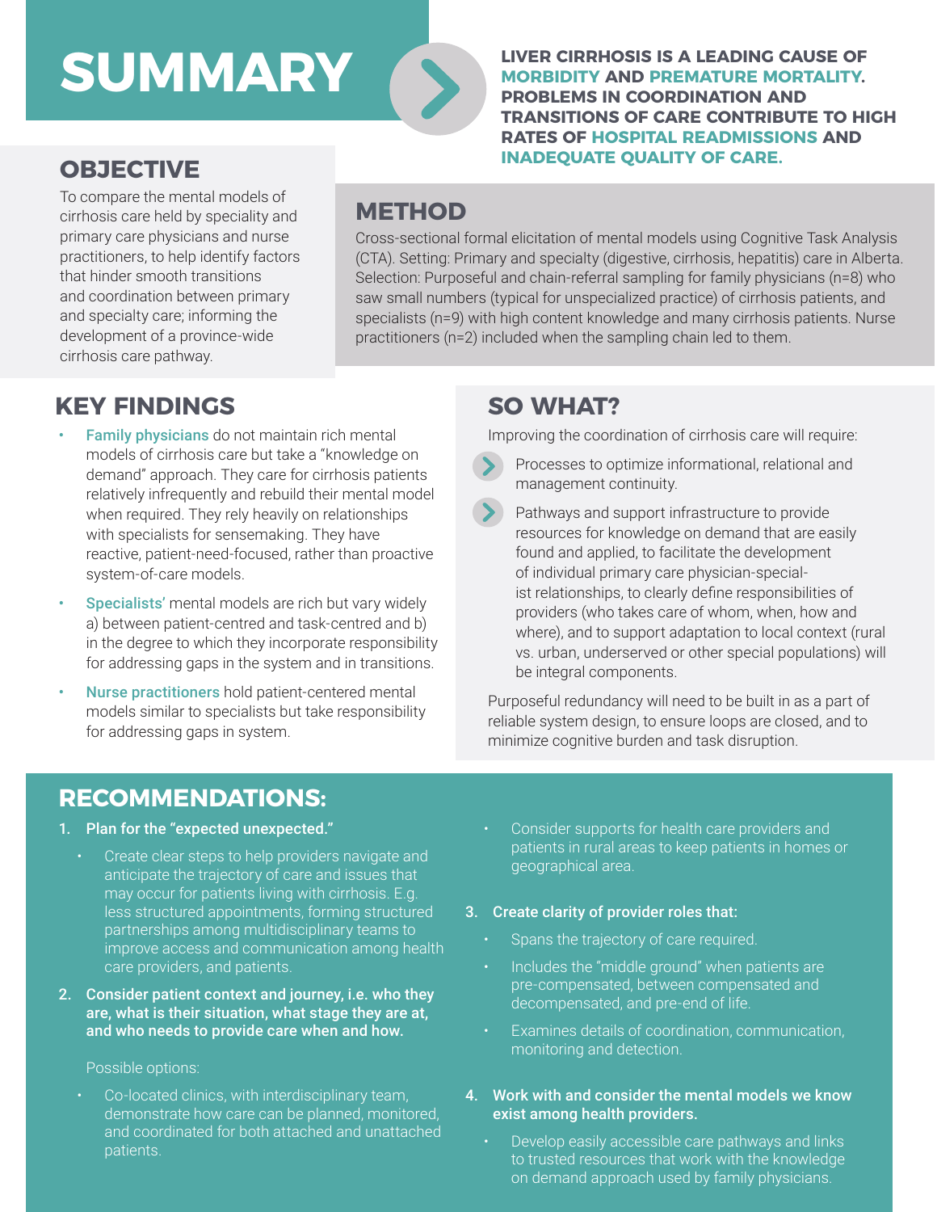# SUMMARY

**LIVER CIRRHOSIS IS A LEADING CAUSE OF MORBIDITY AND PREMATURE MORTALITY. PROBLEMS IN COORDINATION AND TRANSITIONS OF CARE CONTRIBUTE TO HIGH RATES OF HOSPITAL READMISSIONS AND INADEQUATE QUALITY OF CARE.**

## OBJECTIVE

To compare the mental models of cirrhosis care held by speciality and primary care physicians and nurse practitioners, to help identify factors that hinder smooth transitions and coordination between primary and specialty care; informing the development of a province-wide cirrhosis care pathway.

## METHOD

Cross-sectional formal elicitation of mental models using Cognitive Task Analysis (CTA). Setting: Primary and specialty (digestive, cirrhosis, hepatitis) care in Alberta. Selection: Purposeful and chain-referral sampling for family physicians (n=8) who saw small numbers (typical for unspecialized practice) of cirrhosis patients, and specialists (n=9) with high content knowledge and many cirrhosis patients. Nurse practitioners (n=2) included when the sampling chain led to them.

## KEY FINDINGS

- **Family physicians** do not maintain rich mental models of cirrhosis care but take a "knowledge on demand" approach. They care for cirrhosis patients relatively infrequently and rebuild their mental model when required. They rely heavily on relationships with specialists for sensemaking. They have reactive, patient-need-focused, rather than proactive system-of-care models.
- **Specialists'** mental models are rich but vary widely a) between patient-centred and task-centred and b) in the degree to which they incorporate responsibility for addressing gaps in the system and in transitions.
- **Nurse practitioners** hold patient-centered mental models similar to specialists but take responsibility for addressing gaps in system.

## SO WHAT?

Improving the coordination of cirrhosis care will require:

- Processes to optimize informational, relational and management continuity.
- Pathways and support infrastructure to provide resources for knowledge on demand that are easily found and applied, to facilitate the development of individual primary care physician-specialist relationships, to clearly define responsibilities of providers (who takes care of whom, when, how and where), and to support adaptation to local context (rural vs. urban, underserved or other special populations) will be integral components.

Purposeful redundancy will need to be built in as a part of reliable system design, to ensure loops are closed, and to minimize cognitive burden and task disruption.

## RECOMMENDATIONS:

1. **Plan for the "expected unexpected."**
   - Create clear steps to help providers navigate and anticipate the trajectory of care and issues that may occur for patients living with cirrhosis. E.g. less structured appointments, forming structured partnerships among multidisciplinary teams to improve access and communication among health care providers, and patients.
2. **Consider patient context and journey, i.e. who they are, what is their situation, what stage they are at, and who needs to provide care when and how.**

   Possible options:
   - Co-located clinics, with interdisciplinary team, demonstrate how care can be planned, monitored, and coordinated for both attached and unattached patients.
   - Consider supports for health care providers and patients in rural areas to keep patients in homes or geographical area.
3. **Create clarity of provider roles that:**
   - Spans the trajectory of care required.
   - Includes the "middle ground" when patients are pre-compensated, between compensated and decompensated, and pre-end of life.
   - Examines details of coordination, communication, monitoring and detection.
4. **Work with and consider the mental models we know exist among health providers.**
   - Develop easily accessible care pathways and links to trusted resources that work with the knowledge on demand approach used by family physicians.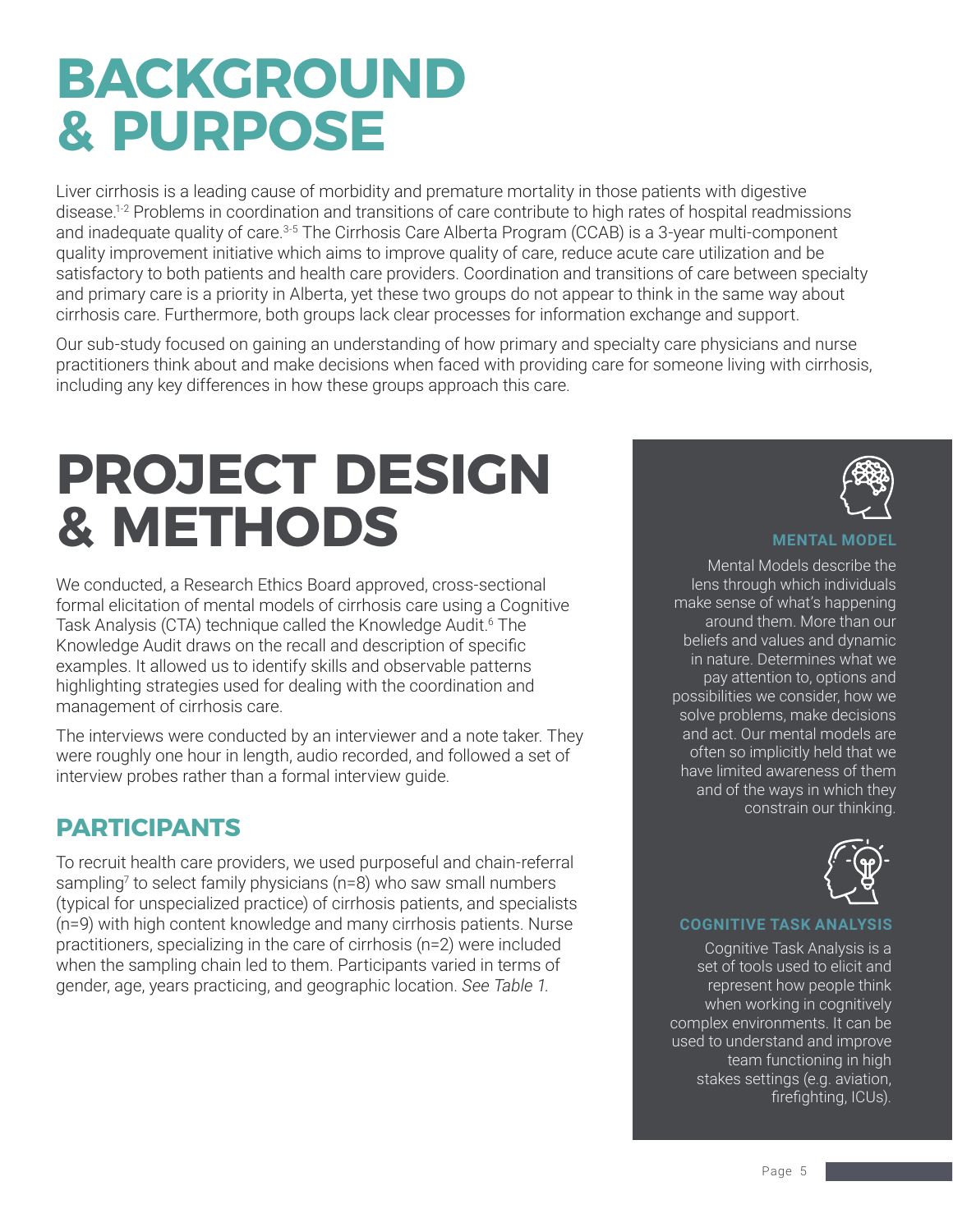# BACKGROUND & PURPOSE

Liver cirrhosis is a leading cause of morbidity and premature mortality in those patients with digestive disease.[1-2] Problems in coordination and transitions of care contribute to high rates of hospital readmissions and inadequate quality of care.[3-5] The Cirrhosis Care Alberta Program (CCAB) is a 3-year multi-component quality improvement initiative which aims to improve quality of care, reduce acute care utilization and be satisfactory to both patients and health care providers. Coordination and transitions of care between specialty and primary care is a priority in Alberta, yet these two groups do not appear to think in the same way about cirrhosis care. Furthermore, both groups lack clear processes for information exchange and support.

Our sub-study focused on gaining an understanding of how primary and specialty care physicians and nurse practitioners think about and make decisions when faced with providing care for someone living with cirrhosis, including any key differences in how these groups approach this care.

# PROJECT DESIGN & METHODS

We conducted, a Research Ethics Board approved, cross-sectional formal elicitation of mental models of cirrhosis care using a Cognitive Task Analysis (CTA) technique called the Knowledge Audit.[6] The Knowledge Audit draws on the recall and description of specific examples. It allowed us to identify skills and observable patterns highlighting strategies used for dealing with the coordination and management of cirrhosis care.

The interviews were conducted by an interviewer and a note taker. They were roughly one hour in length, audio recorded, and followed a set of interview probes rather than a formal interview guide.

## PARTICIPANTS

To recruit health care providers, we used purposeful and chain-referral sampling[7] to select family physicians (n=8) who saw small numbers (typical for unspecialized practice) of cirrhosis patients, and specialists (n=9) with high content knowledge and many cirrhosis patients. Nurse practitioners, specializing in the care of cirrhosis (n=2) were included when the sampling chain led to them. Participants varied in terms of gender, age, years practicing, and geographic location. *See Table 1.*

### MENTAL MODEL

Mental Models describe the lens through which individuals make sense of what's happening around them. More than our beliefs and values and dynamic in nature. Determines what we pay attention to, options and possibilities we consider, how we solve problems, make decisions and act. Our mental models are often so implicitly held that we have limited awareness of them and of the ways in which they constrain our thinking.

### COGNITIVE TASK ANALYSIS

Cognitive Task Analysis is a set of tools used to elicit and represent how people think when working in cognitively complex environments. It can be used to understand and improve team functioning in high stakes settings (e.g. aviation, firefighting, ICUs).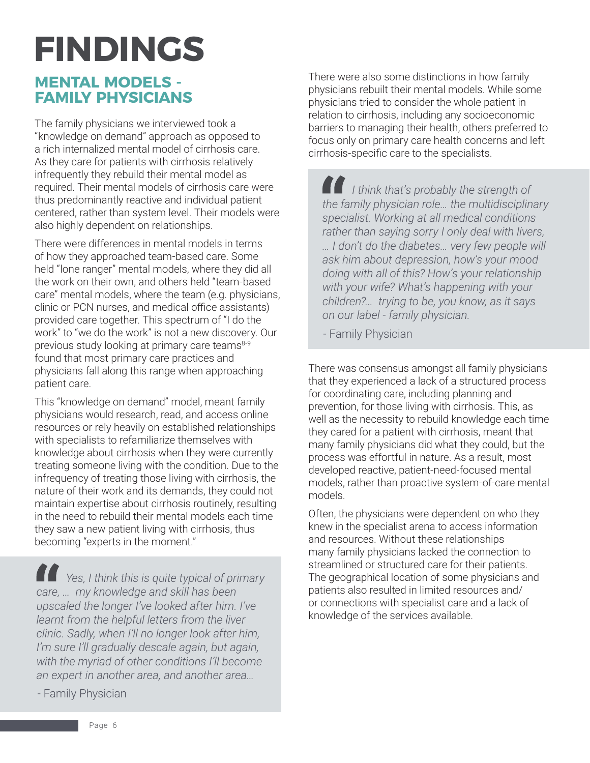# FINDINGS

## MENTAL MODELS - FAMILY PHYSICIANS

The family physicians we interviewed took a "knowledge on demand" approach as opposed to a rich internalized mental model of cirrhosis care. As they care for patients with cirrhosis relatively infrequently they rebuild their mental model as required. Their mental models of cirrhosis care were thus predominantly reactive and individual patient centered, rather than system level. Their models were also highly dependent on relationships.

There were differences in mental models in terms of how they approached team-based care. Some held "lone ranger" mental models, where they did all the work on their own, and others held "team-based care" mental models, where the team (e.g. physicians, clinic or PCN nurses, and medical office assistants) provided care together. This spectrum of "I do the work" to "we do the work" is not a new discovery. Our previous study looking at primary care teams[8-9] found that most primary care practices and physicians fall along this range when approaching patient care.

This "knowledge on demand" model, meant family physicians would research, read, and access online resources or rely heavily on established relationships with specialists to refamiliarize themselves with knowledge about cirrhosis when they were currently treating someone living with the condition. Due to the infrequency of treating those living with cirrhosis, the nature of their work and its demands, they could not maintain expertise about cirrhosis routinely, resulting in the need to rebuild their mental models each time they saw a new patient living with cirrhosis, thus becoming "experts in the moment."

> *Yes, I think this is quite typical of primary care, … my knowledge and skill has been upscaled the longer I've looked after him. I've learnt from the helpful letters from the liver clinic. Sadly, when I'll no longer look after him, I'm sure I'll gradually descale again, but again, with the myriad of other conditions I'll become an expert in another area, and another area…*
>
> \- Family Physician

There were also some distinctions in how family physicians rebuilt their mental models. While some physicians tried to consider the whole patient in relation to cirrhosis, including any socioeconomic barriers to managing their health, others preferred to focus only on primary care health concerns and left cirrhosis-specific care to the specialists.

> *I think that's probably the strength of the family physician role… the multidisciplinary specialist. Working at all medical conditions rather than saying sorry I only deal with livers, … I don't do the diabetes… very few people will ask him about depression, how's your mood doing with all of this? How's your relationship with your wife? What's happening with your children?… trying to be, you know, as it says on our label - family physician.*
>
> \- Family Physician

There was consensus amongst all family physicians that they experienced a lack of a structured process for coordinating care, including planning and prevention, for those living with cirrhosis. This, as well as the necessity to rebuild knowledge each time they cared for a patient with cirrhosis, meant that many family physicians did what they could, but the process was effortful in nature. As a result, most developed reactive, patient-need-focused mental models, rather than proactive system-of-care mental models.

Often, the physicians were dependent on who they knew in the specialist arena to access information and resources. Without these relationships many family physicians lacked the connection to streamlined or structured care for their patients. The geographical location of some physicians and patients also resulted in limited resources and/or connections with specialist care and a lack of knowledge of the services available.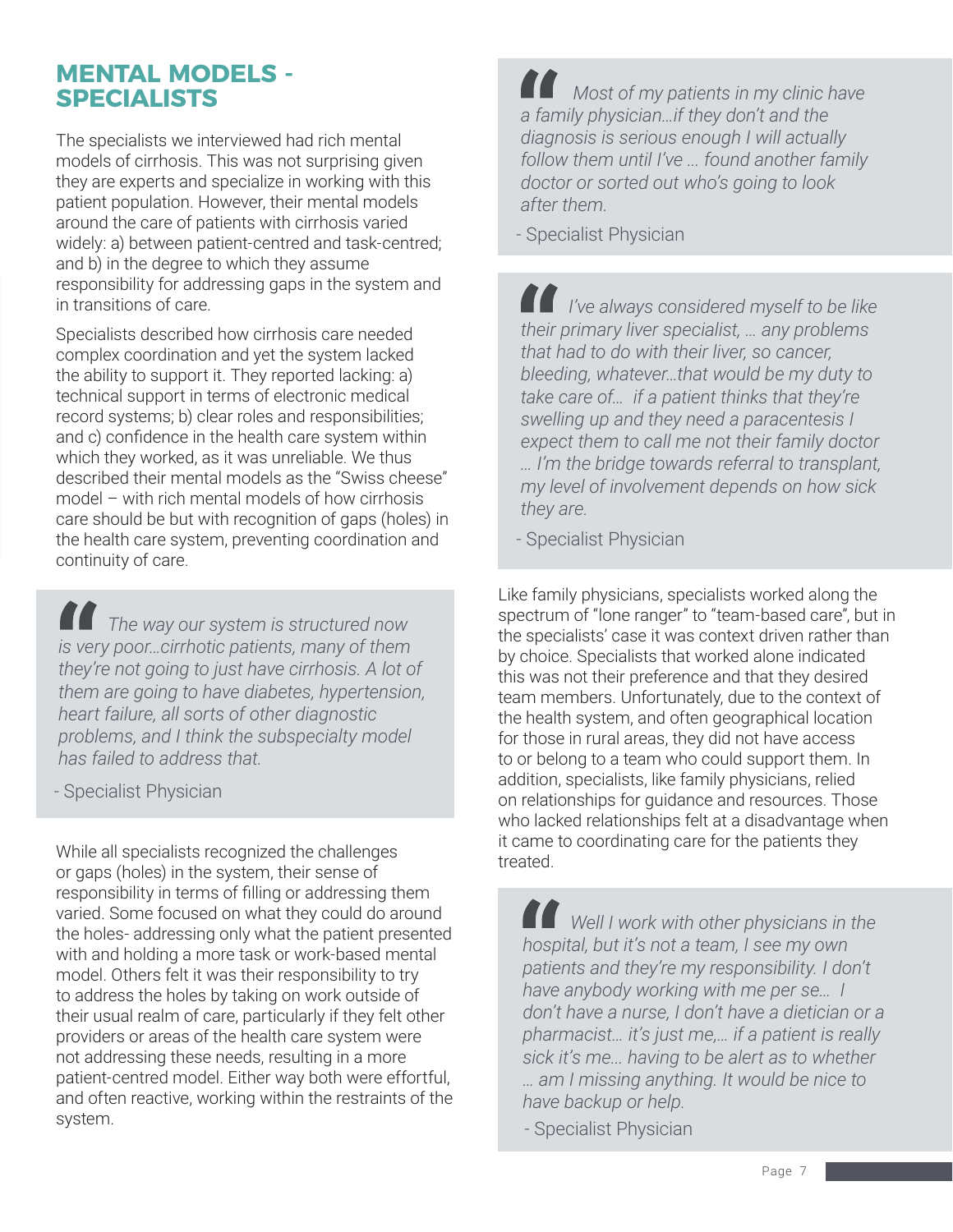## MENTAL MODELS - SPECIALISTS

The specialists we interviewed had rich mental models of cirrhosis. This was not surprising given they are experts and specialize in working with this patient population. However, their mental models around the care of patients with cirrhosis varied widely: a) between patient-centred and task-centred; and b) in the degree to which they assume responsibility for addressing gaps in the system and in transitions of care.

Specialists described how cirrhosis care needed complex coordination and yet the system lacked the ability to support it. They reported lacking: a) technical support in terms of electronic medical record systems; b) clear roles and responsibilities; and c) confidence in the health care system within which they worked, as it was unreliable. We thus described their mental models as the "Swiss cheese" model – with rich mental models of how cirrhosis care should be but with recognition of gaps (holes) in the health care system, preventing coordination and continuity of care.

> *The way our system is structured now is very poor…cirrhotic patients, many of them they're not going to just have cirrhosis. A lot of them are going to have diabetes, hypertension, heart failure, all sorts of other diagnostic problems, and I think the subspecialty model has failed to address that.*
>
> - Specialist Physician

While all specialists recognized the challenges or gaps (holes) in the system, their sense of responsibility in terms of filling or addressing them varied. Some focused on what they could do around the holes- addressing only what the patient presented with and holding a more task or work-based mental model. Others felt it was their responsibility to try to address the holes by taking on work outside of their usual realm of care, particularly if they felt other providers or areas of the health care system were not addressing these needs, resulting in a more patient-centred model. Either way both were effortful, and often reactive, working within the restraints of the system.

> *Most of my patients in my clinic have a family physician…if they don't and the diagnosis is serious enough I will actually follow them until I've … found another family doctor or sorted out who's going to look after them.*
>
> - Specialist Physician

> *I've always considered myself to be like their primary liver specialist, … any problems that had to do with their liver, so cancer, bleeding, whatever…that would be my duty to take care of… if a patient thinks that they're swelling up and they need a paracentesis I expect them to call me not their family doctor … I'm the bridge towards referral to transplant, my level of involvement depends on how sick they are.*
>
> - Specialist Physician

Like family physicians, specialists worked along the spectrum of "lone ranger" to "team-based care", but in the specialists' case it was context driven rather than by choice. Specialists that worked alone indicated this was not their preference and that they desired team members. Unfortunately, due to the context of the health system, and often geographical location for those in rural areas, they did not have access to or belong to a team who could support them. In addition, specialists, like family physicians, relied on relationships for guidance and resources. Those who lacked relationships felt at a disadvantage when it came to coordinating care for the patients they treated.

> *Well I work with other physicians in the hospital, but it's not a team, I see my own patients and they're my responsibility. I don't have anybody working with me per se… I don't have a nurse, I don't have a dietician or a pharmacist… it's just me,… if a patient is really sick it's me… having to be alert as to whether … am I missing anything. It would be nice to have backup or help.*
>
> - Specialist Physician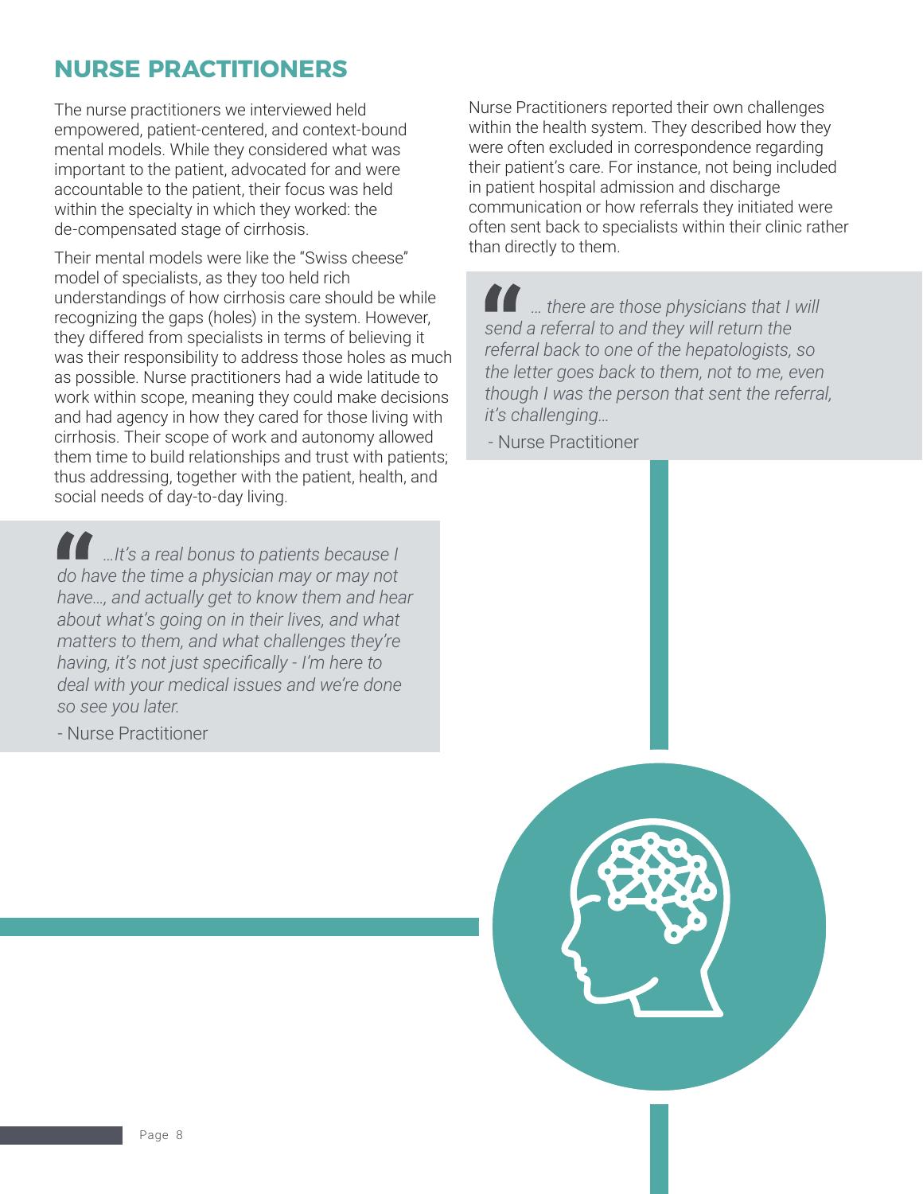## NURSE PRACTITIONERS

The nurse practitioners we interviewed held empowered, patient-centered, and context-bound mental models. While they considered what was important to the patient, advocated for and were accountable to the patient, their focus was held within the specialty in which they worked: the de-compensated stage of cirrhosis.

Their mental models were like the "Swiss cheese" model of specialists, as they too held rich understandings of how cirrhosis care should be while recognizing the gaps (holes) in the system. However, they differed from specialists in terms of believing it was their responsibility to address those holes as much as possible. Nurse practitioners had a wide latitude to work within scope, meaning they could make decisions and had agency in how they cared for those living with cirrhosis. Their scope of work and autonomy allowed them time to build relationships and trust with patients; thus addressing, together with the patient, health, and social needs of day-to-day living.

> *…It's a real bonus to patients because I do have the time a physician may or may not have…, and actually get to know them and hear about what's going on in their lives, and what matters to them, and what challenges they're having, it's not just specifically - I'm here to deal with your medical issues and we're done so see you later.*
>
> - Nurse Practitioner

Nurse Practitioners reported their own challenges within the health system. They described how they were often excluded in correspondence regarding their patient's care. For instance, not being included in patient hospital admission and discharge communication or how referrals they initiated were often sent back to specialists within their clinic rather than directly to them.

> *… there are those physicians that I will send a referral to and they will return the referral back to one of the hepatologists, so the letter goes back to them, not to me, even though I was the person that sent the referral, it's challenging…*
>
> - Nurse Practitioner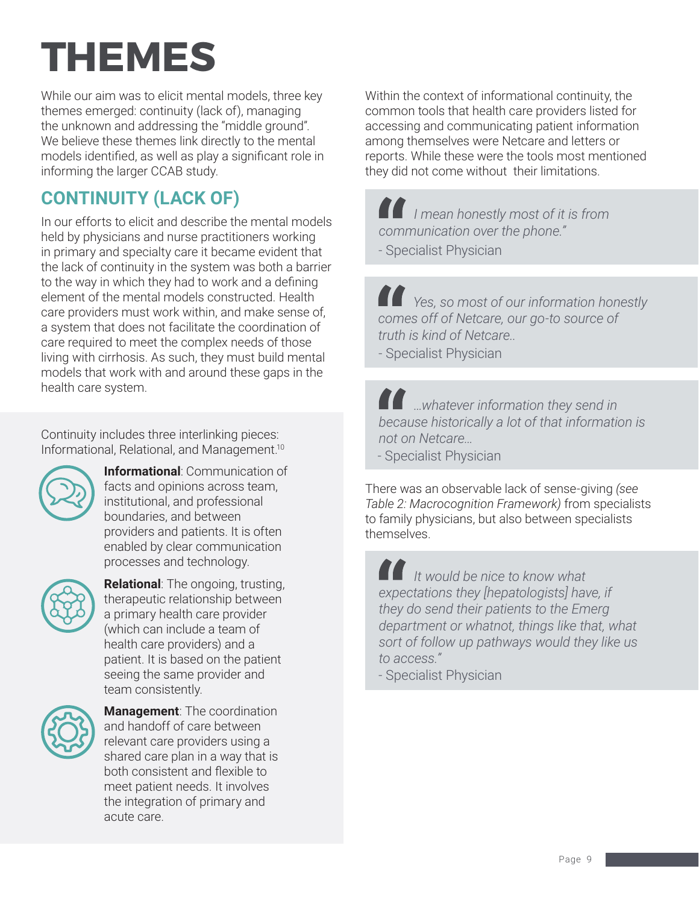# THEMES

While our aim was to elicit mental models, three key themes emerged: continuity (lack of), managing the unknown and addressing the "middle ground". We believe these themes link directly to the mental models identified, as well as play a significant role in informing the larger CCAB study.

## CONTINUITY (LACK OF)

In our efforts to elicit and describe the mental models held by physicians and nurse practitioners working in primary and specialty care it became evident that the lack of continuity in the system was both a barrier to the way in which they had to work and a defining element of the mental models constructed. Health care providers must work within, and make sense of, a system that does not facilitate the coordination of care required to meet the complex needs of those living with cirrhosis. As such, they must build mental models that work with and around these gaps in the health care system.

Continuity includes three interlinking pieces: Informational, Relational, and Management.[10]

**Informational**: Communication of facts and opinions across team, institutional, and professional boundaries, and between providers and patients. It is often enabled by clear communication processes and technology.

**Relational**: The ongoing, trusting, therapeutic relationship between a primary health care provider (which can include a team of health care providers) and a patient. It is based on the patient seeing the same provider and team consistently.

**Management**: The coordination and handoff of care between relevant care providers using a shared care plan in a way that is both consistent and flexible to meet patient needs. It involves the integration of primary and acute care.

Within the context of informational continuity, the common tools that health care providers listed for accessing and communicating patient information among themselves were Netcare and letters or reports. While these were the tools most mentioned they did not come without their limitations.

> *"I mean honestly most of it is from communication over the phone."*
> - Specialist Physician

> *"Yes, so most of our information honestly comes off of Netcare, our go-to source of truth is kind of Netcare..*
> - Specialist Physician

> *"…whatever information they send in because historically a lot of that information is not on Netcare…*
> - Specialist Physician

There was an observable lack of sense-giving *(see Table 2: Macrocognition Framework)* from specialists to family physicians, but also between specialists themselves.

> *"It would be nice to know what expectations they [hepatologists] have, if they do send their patients to the Emerg department or whatnot, things like that, what sort of follow up pathways would they like us to access."*
> - Specialist Physician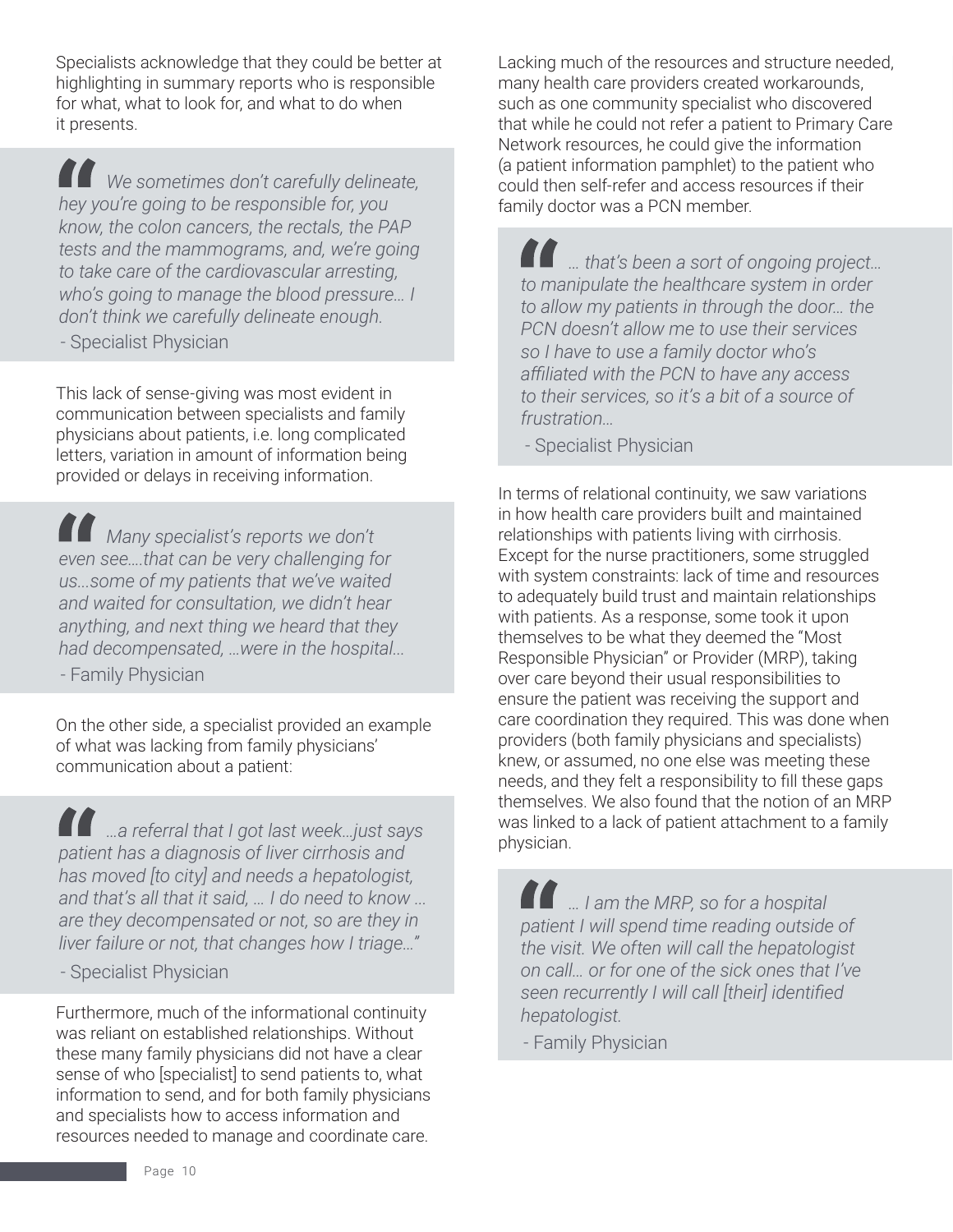Specialists acknowledge that they could be better at highlighting in summary reports who is responsible for what, what to look for, and what to do when it presents.

> *We sometimes don't carefully delineate, hey you're going to be responsible for, you know, the colon cancers, the rectals, the PAP tests and the mammograms, and, we're going to take care of the cardiovascular arresting, who's going to manage the blood pressure… I don't think we carefully delineate enough.*
>
> - Specialist Physician

This lack of sense-giving was most evident in communication between specialists and family physicians about patients, i.e. long complicated letters, variation in amount of information being provided or delays in receiving information.

> *Many specialist's reports we don't even see….that can be very challenging for us…some of my patients that we've waited and waited for consultation, we didn't hear anything, and next thing we heard that they had decompensated, …were in the hospital…*
>
> - Family Physician

On the other side, a specialist provided an example of what was lacking from family physicians' communication about a patient:

> *…a referral that I got last week…just says patient has a diagnosis of liver cirrhosis and has moved [to city] and needs a hepatologist, and that's all that it said, … I do need to know … are they decompensated or not, so are they in liver failure or not, that changes how I triage…"*
>
> - Specialist Physician

Furthermore, much of the informational continuity was reliant on established relationships. Without these many family physicians did not have a clear sense of who [specialist] to send patients to, what information to send, and for both family physicians and specialists how to access information and resources needed to manage and coordinate care.

Lacking much of the resources and structure needed, many health care providers created workarounds, such as one community specialist who discovered that while he could not refer a patient to Primary Care Network resources, he could give the information (a patient information pamphlet) to the patient who could then self-refer and access resources if their family doctor was a PCN member.

> *… that's been a sort of ongoing project… to manipulate the healthcare system in order to allow my patients in through the door… the PCN doesn't allow me to use their services so I have to use a family doctor who's affiliated with the PCN to have any access to their services, so it's a bit of a source of frustration…*
>
> - Specialist Physician

In terms of relational continuity, we saw variations in how health care providers built and maintained relationships with patients living with cirrhosis. Except for the nurse practitioners, some struggled with system constraints: lack of time and resources to adequately build trust and maintain relationships with patients. As a response, some took it upon themselves to be what they deemed the "Most Responsible Physician" or Provider (MRP), taking over care beyond their usual responsibilities to ensure the patient was receiving the support and care coordination they required. This was done when providers (both family physicians and specialists) knew, or assumed, no one else was meeting these needs, and they felt a responsibility to fill these gaps themselves. We also found that the notion of an MRP was linked to a lack of patient attachment to a family physician.

> *… I am the MRP, so for a hospital patient I will spend time reading outside of the visit. We often will call the hepatologist on call… or for one of the sick ones that I've seen recurrently I will call [their] identified hepatologist.*
>
> - Family Physician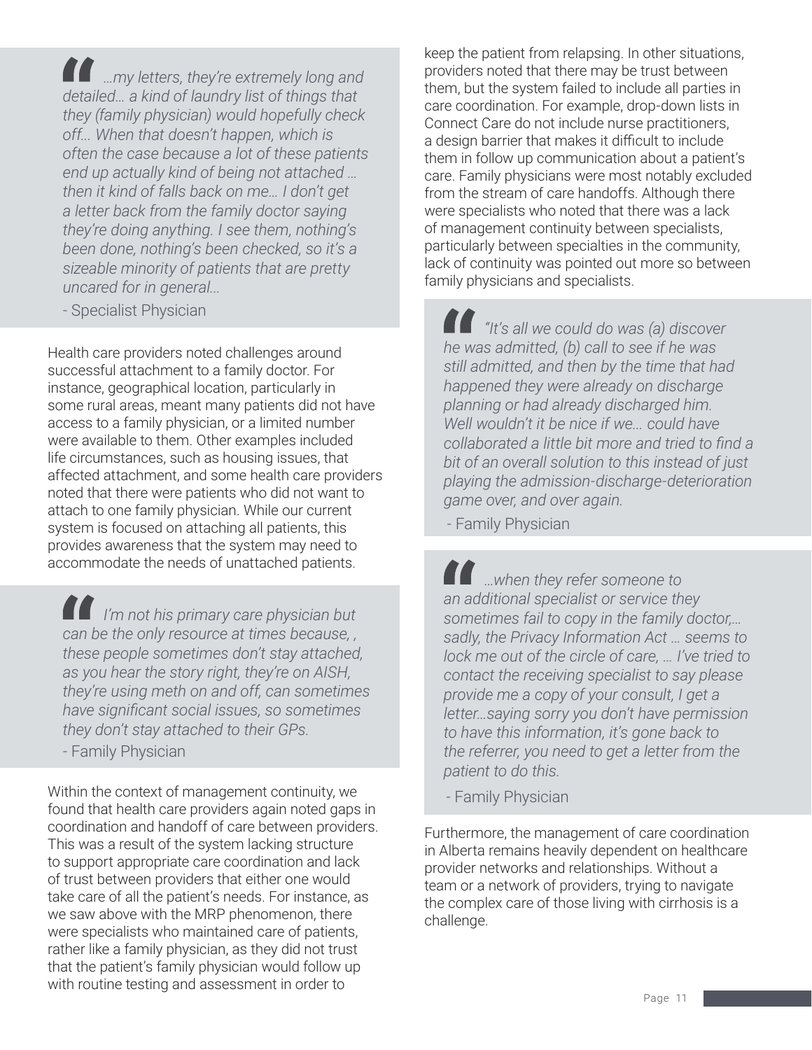> *…my letters, they're extremely long and detailed… a kind of laundry list of things that they (family physician) would hopefully check off… When that doesn't happen, which is often the case because a lot of these patients end up actually kind of being not attached … then it kind of falls back on me… I don't get a letter back from the family doctor saying they're doing anything. I see them, nothing's been done, nothing's been checked, so it's a sizeable minority of patients that are pretty uncared for in general…*
>
> - Specialist Physician

Health care providers noted challenges around successful attachment to a family doctor. For instance, geographical location, particularly in some rural areas, meant many patients did not have access to a family physician, or a limited number were available to them. Other examples included life circumstances, such as housing issues, that affected attachment, and some health care providers noted that there were patients who did not want to attach to one family physician. While our current system is focused on attaching all patients, this provides awareness that the system may need to accommodate the needs of unattached patients.

> *I'm not his primary care physician but can be the only resource at times because, , these people sometimes don't stay attached, as you hear the story right, they're on AISH, they're using meth on and off, can sometimes have significant social issues, so sometimes they don't stay attached to their GPs.*
>
> - Family Physician

Within the context of management continuity, we found that health care providers again noted gaps in coordination and handoff of care between providers. This was a result of the system lacking structure to support appropriate care coordination and lack of trust between providers that either one would take care of all the patient's needs. For instance, as we saw above with the MRP phenomenon, there were specialists who maintained care of patients, rather like a family physician, as they did not trust that the patient's family physician would follow up with routine testing and assessment in order to keep the patient from relapsing. In other situations, providers noted that there may be trust between them, but the system failed to include all parties in care coordination. For example, drop-down lists in Connect Care do not include nurse practitioners, a design barrier that makes it difficult to include them in follow up communication about a patient's care. Family physicians were most notably excluded from the stream of care handoffs. Although there were specialists who noted that there was a lack of management continuity between specialists, particularly between specialties in the community, lack of continuity was pointed out more so between family physicians and specialists.

> *"It's all we could do was (a) discover he was admitted, (b) call to see if he was still admitted, and then by the time that had happened they were already on discharge planning or had already discharged him. Well wouldn't it be nice if we… could have collaborated a little bit more and tried to find a bit of an overall solution to this instead of just playing the admission-discharge-deterioration game over, and over again.*
>
> - Family Physician

> *…when they refer someone to an additional specialist or service they sometimes fail to copy in the family doctor,… sadly, the Privacy Information Act … seems to lock me out of the circle of care, … I've tried to contact the receiving specialist to say please provide me a copy of your consult, I get a letter…saying sorry you don't have permission to have this information, it's gone back to the referrer, you need to get a letter from the patient to do this.*
>
> - Family Physician

Furthermore, the management of care coordination in Alberta remains heavily dependent on healthcare provider networks and relationships. Without a team or a network of providers, trying to navigate the complex care of those living with cirrhosis is a challenge.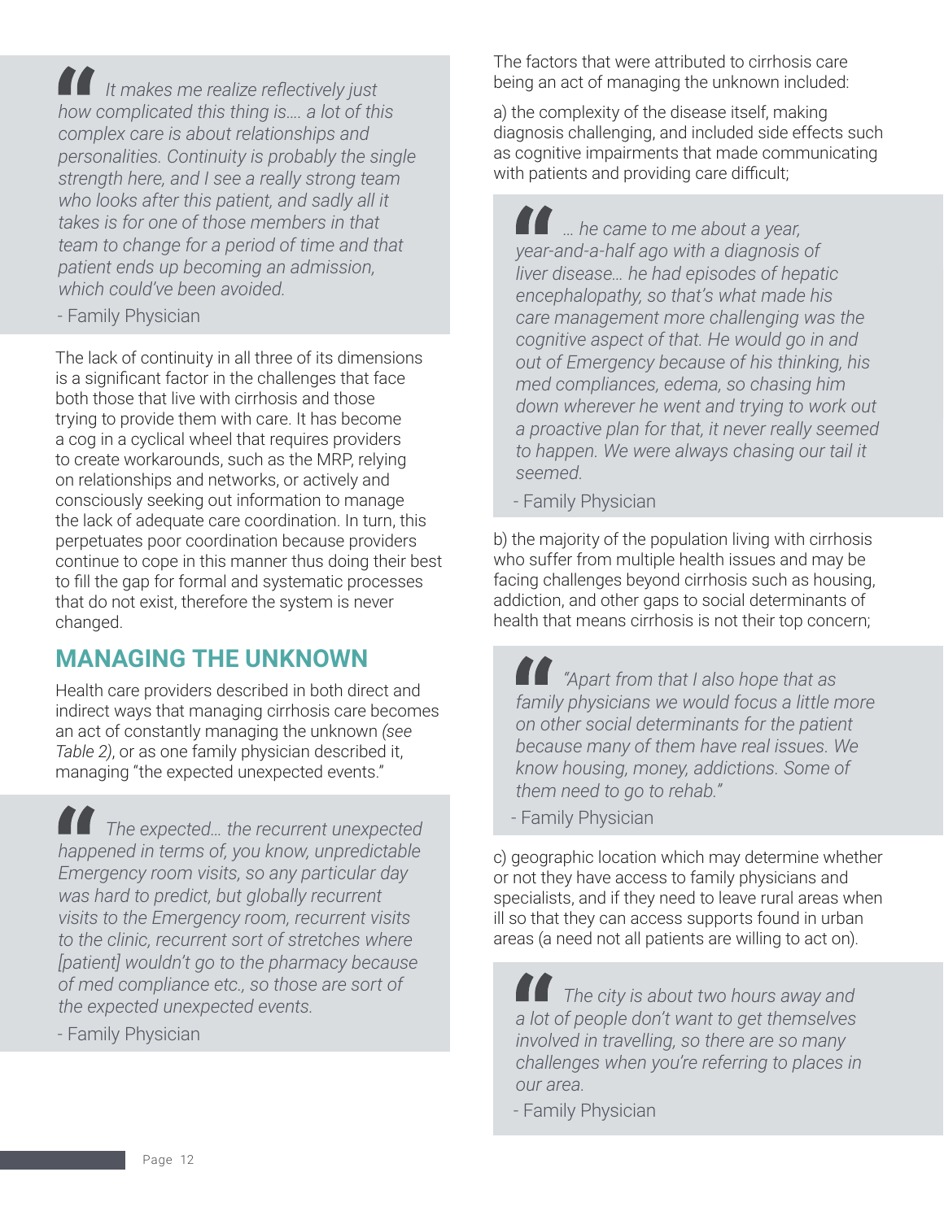> *It makes me realize reflectively just how complicated this thing is.... a lot of this complex care is about relationships and personalities. Continuity is probably the single strength here, and I see a really strong team who looks after this patient, and sadly all it takes is for one of those members in that team to change for a period of time and that patient ends up becoming an admission, which could've been avoided.*
>
> - Family Physician

The lack of continuity in all three of its dimensions is a significant factor in the challenges that face both those that live with cirrhosis and those trying to provide them with care. It has become a cog in a cyclical wheel that requires providers to create workarounds, such as the MRP, relying on relationships and networks, or actively and consciously seeking out information to manage the lack of adequate care coordination. In turn, this perpetuates poor coordination because providers continue to cope in this manner thus doing their best to fill the gap for formal and systematic processes that do not exist, therefore the system is never changed.

## MANAGING THE UNKNOWN

Health care providers described in both direct and indirect ways that managing cirrhosis care becomes an act of constantly managing the unknown *(see Table 2)*, or as one family physician described it, managing "the expected unexpected events."

> *The expected... the recurrent unexpected happened in terms of, you know, unpredictable Emergency room visits, so any particular day was hard to predict, but globally recurrent visits to the Emergency room, recurrent visits to the clinic, recurrent sort of stretches where [patient] wouldn't go to the pharmacy because of med compliance etc., so those are sort of the expected unexpected events.*
>
> - Family Physician

The factors that were attributed to cirrhosis care being an act of managing the unknown included:

a) the complexity of the disease itself, making diagnosis challenging, and included side effects such as cognitive impairments that made communicating with patients and providing care difficult;

> *... he came to me about a year, year-and-a-half ago with a diagnosis of liver disease... he had episodes of hepatic encephalopathy, so that's what made his care management more challenging was the cognitive aspect of that. He would go in and out of Emergency because of his thinking, his med compliances, edema, so chasing him down wherever he went and trying to work out a proactive plan for that, it never really seemed to happen. We were always chasing our tail it seemed.*
>
> - Family Physician

b) the majority of the population living with cirrhosis who suffer from multiple health issues and may be facing challenges beyond cirrhosis such as housing, addiction, and other gaps to social determinants of health that means cirrhosis is not their top concern;

> *"Apart from that I also hope that as family physicians we would focus a little more on other social determinants for the patient because many of them have real issues. We know housing, money, addictions. Some of them need to go to rehab."*
>
> - Family Physician

c) geographic location which may determine whether or not they have access to family physicians and specialists, and if they need to leave rural areas when ill so that they can access supports found in urban areas (a need not all patients are willing to act on).

> *The city is about two hours away and a lot of people don't want to get themselves involved in travelling, so there are so many challenges when you're referring to places in our area.*
>
> - Family Physician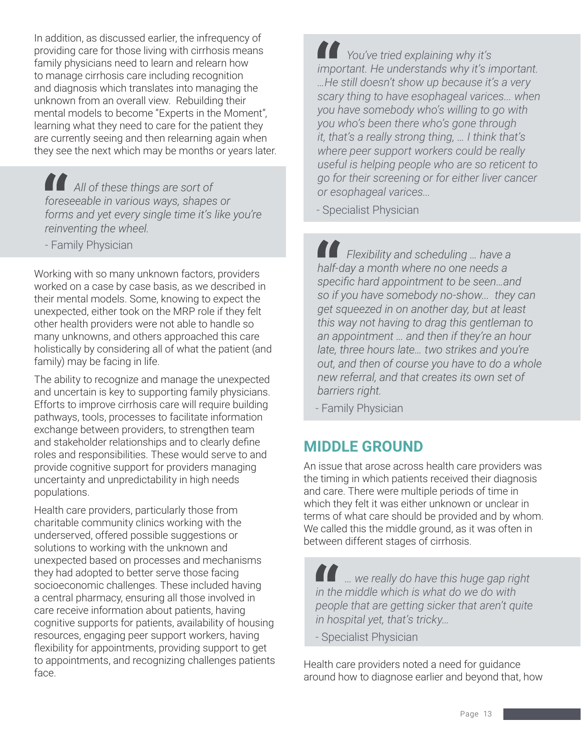In addition, as discussed earlier, the infrequency of providing care for those living with cirrhosis means family physicians need to learn and relearn how to manage cirrhosis care including recognition and diagnosis which translates into managing the unknown from an overall view. Rebuilding their mental models to become "Experts in the Moment", learning what they need to care for the patient they are currently seeing and then relearning again when they see the next which may be months or years later.

> *All of these things are sort of foreseeable in various ways, shapes or forms and yet every single time it's like you're reinventing the wheel.*
>
> \- Family Physician

Working with so many unknown factors, providers worked on a case by case basis, as we described in their mental models. Some, knowing to expect the unexpected, either took on the MRP role if they felt other health providers were not able to handle so many unknowns, and others approached this care holistically by considering all of what the patient (and family) may be facing in life.

The ability to recognize and manage the unexpected and uncertain is key to supporting family physicians. Efforts to improve cirrhosis care will require building pathways, tools, processes to facilitate information exchange between providers, to strengthen team and stakeholder relationships and to clearly define roles and responsibilities. These would serve to and provide cognitive support for providers managing uncertainty and unpredictability in high needs populations.

Health care providers, particularly those from charitable community clinics working with the underserved, offered possible suggestions or solutions to working with the unknown and unexpected based on processes and mechanisms they had adopted to better serve those facing socioeconomic challenges. These included having a central pharmacy, ensuring all those involved in care receive information about patients, having cognitive supports for patients, availability of housing resources, engaging peer support workers, having flexibility for appointments, providing support to get to appointments, and recognizing challenges patients face.

> *You've tried explaining why it's important. He understands why it's important. ...He still doesn't show up because it's a very scary thing to have esophageal varices... when you have somebody who's willing to go with you who's been there who's gone through it, that's a really strong thing, ... I think that's where peer support workers could be really useful is helping people who are so reticent to go for their screening or for either liver cancer or esophageal varices...*
>
> \- Specialist Physician

> *Flexibility and scheduling ... have a half-day a month where no one needs a specific hard appointment to be seen...and so if you have somebody no-show... they can get squeezed in on another day, but at least this way not having to drag this gentleman to an appointment ... and then if they're an hour late, three hours late... two strikes and you're out, and then of course you have to do a whole new referral, and that creates its own set of barriers right.*
>
> \- Family Physician

## MIDDLE GROUND

An issue that arose across health care providers was the timing in which patients received their diagnosis and care. There were multiple periods of time in which they felt it was either unknown or unclear in terms of what care should be provided and by whom. We called this the middle ground, as it was often in between different stages of cirrhosis.

> *... we really do have this huge gap right in the middle which is what do we do with people that are getting sicker that aren't quite in hospital yet, that's tricky...*
>
> \- Specialist Physician

Health care providers noted a need for guidance around how to diagnose earlier and beyond that, how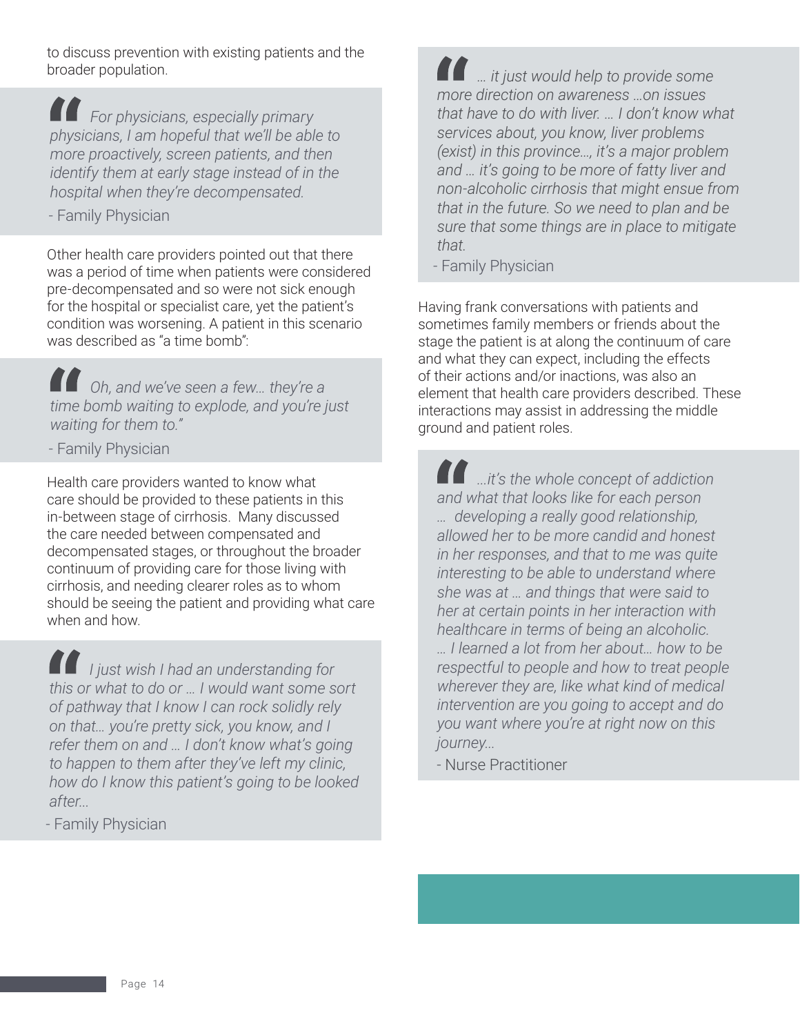to discuss prevention with existing patients and the broader population.

> *For physicians, especially primary physicians, I am hopeful that we'll be able to more proactively, screen patients, and then identify them at early stage instead of in the hospital when they're decompensated.*
>
> - Family Physician

Other health care providers pointed out that there was a period of time when patients were considered pre-decompensated and so were not sick enough for the hospital or specialist care, yet the patient's condition was worsening. A patient in this scenario was described as "a time bomb":

> *Oh, and we've seen a few… they're a time bomb waiting to explode, and you're just waiting for them to."*
>
> - Family Physician

Health care providers wanted to know what care should be provided to these patients in this in-between stage of cirrhosis. Many discussed the care needed between compensated and decompensated stages, or throughout the broader continuum of providing care for those living with cirrhosis, and needing clearer roles as to whom should be seeing the patient and providing what care when and how.

> *I just wish I had an understanding for this or what to do or … I would want some sort of pathway that I know I can rock solidly rely on that… you're pretty sick, you know, and I refer them on and … I don't know what's going to happen to them after they've left my clinic, how do I know this patient's going to be looked after…*
>
> - Family Physician

> *… it just would help to provide some more direction on awareness …on issues that have to do with liver. … I don't know what services about, you know, liver problems (exist) in this province…, it's a major problem and … it's going to be more of fatty liver and non-alcoholic cirrhosis that might ensue from that in the future. So we need to plan and be sure that some things are in place to mitigate that.*
>
> - Family Physician

Having frank conversations with patients and sometimes family members or friends about the stage the patient is at along the continuum of care and what they can expect, including the effects of their actions and/or inactions, was also an element that health care providers described. These interactions may assist in addressing the middle ground and patient roles.

> *…it's the whole concept of addiction and what that looks like for each person … developing a really good relationship, allowed her to be more candid and honest in her responses, and that to me was quite interesting to be able to understand where she was at … and things that were said to her at certain points in her interaction with healthcare in terms of being an alcoholic. … I learned a lot from her about… how to be respectful to people and how to treat people wherever they are, like what kind of medical intervention are you going to accept and do you want where you're at right now on this journey…*
>
> - Nurse Practitioner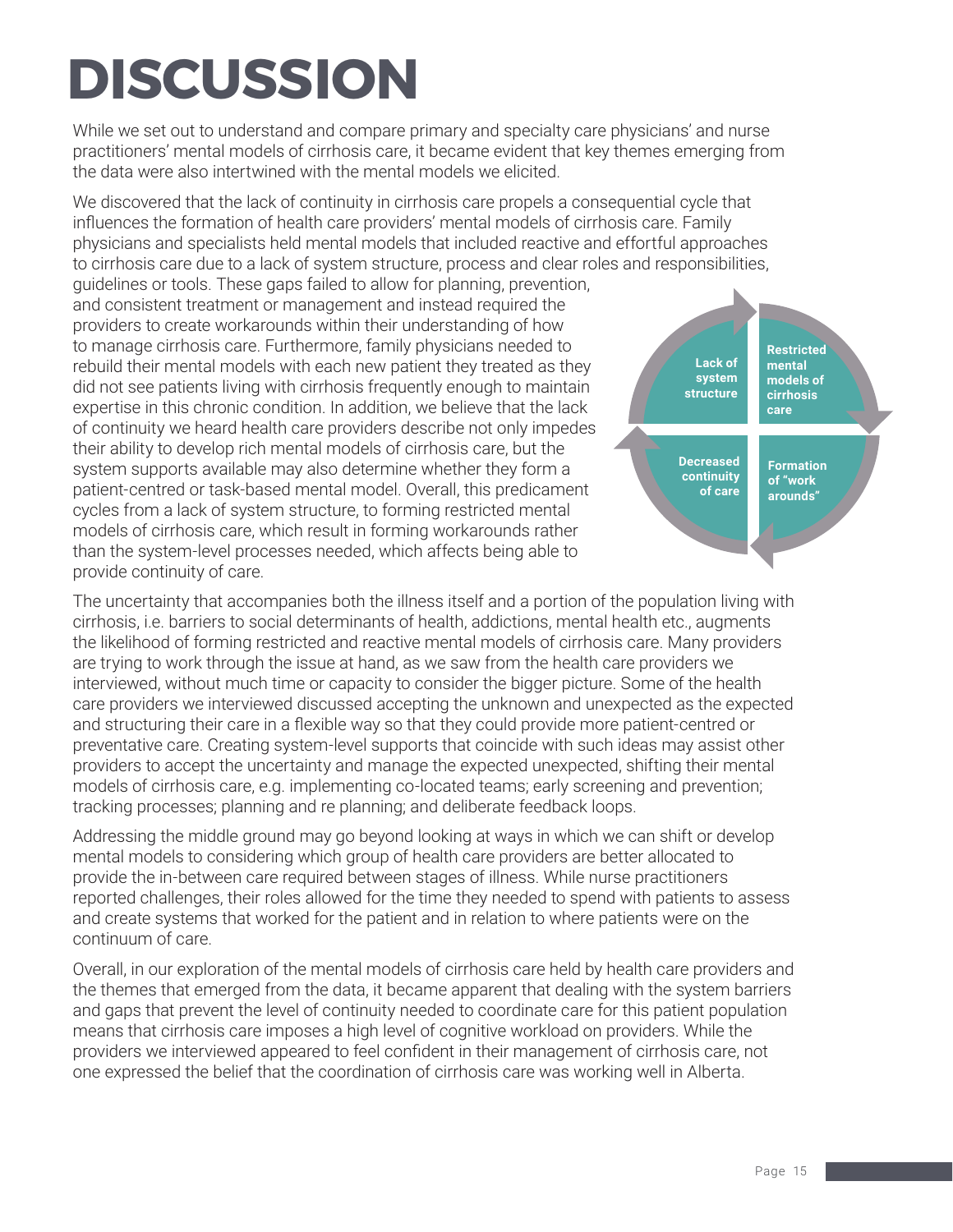# DISCUSSION

While we set out to understand and compare primary and specialty care physicians' and nurse practitioners' mental models of cirrhosis care, it became evident that key themes emerging from the data were also intertwined with the mental models we elicited.

We discovered that the lack of continuity in cirrhosis care propels a consequential cycle that influences the formation of health care providers' mental models of cirrhosis care. Family physicians and specialists held mental models that included reactive and effortful approaches to cirrhosis care due to a lack of system structure, process and clear roles and responsibilities, guidelines or tools. These gaps failed to allow for planning, prevention, and consistent treatment or management and instead required the providers to create workarounds within their understanding of how to manage cirrhosis care. Furthermore, family physicians needed to rebuild their mental models with each new patient they treated as they did not see patients living with cirrhosis frequently enough to maintain expertise in this chronic condition. In addition, we believe that the lack of continuity we heard health care providers describe not only impedes their ability to develop rich mental models of cirrhosis care, but the system supports available may also determine whether they form a patient-centred or task-based mental model. Overall, this predicament cycles from a lack of system structure, to forming restricted mental models of cirrhosis care, which result in forming workarounds rather than the system-level processes needed, which affects being able to provide continuity of care.

Lack of system structure → Restricted mental models of cirrhosis care → Formation of "work arounds" → Decreased continuity of care

The uncertainty that accompanies both the illness itself and a portion of the population living with cirrhosis, i.e. barriers to social determinants of health, addictions, mental health etc., augments the likelihood of forming restricted and reactive mental models of cirrhosis care. Many providers are trying to work through the issue at hand, as we saw from the health care providers we interviewed, without much time or capacity to consider the bigger picture. Some of the health care providers we interviewed discussed accepting the unknown and unexpected as the expected and structuring their care in a flexible way so that they could provide more patient-centred or preventative care. Creating system-level supports that coincide with such ideas may assist other providers to accept the uncertainty and manage the expected unexpected, shifting their mental models of cirrhosis care, e.g. implementing co-located teams; early screening and prevention; tracking processes; planning and re planning; and deliberate feedback loops.

Addressing the middle ground may go beyond looking at ways in which we can shift or develop mental models to considering which group of health care providers are better allocated to provide the in-between care required between stages of illness. While nurse practitioners reported challenges, their roles allowed for the time they needed to spend with patients to assess and create systems that worked for the patient and in relation to where patients were on the continuum of care.

Overall, in our exploration of the mental models of cirrhosis care held by health care providers and the themes that emerged from the data, it became apparent that dealing with the system barriers and gaps that prevent the level of continuity needed to coordinate care for this patient population means that cirrhosis care imposes a high level of cognitive workload on providers. While the providers we interviewed appeared to feel confident in their management of cirrhosis care, not one expressed the belief that the coordination of cirrhosis care was working well in Alberta.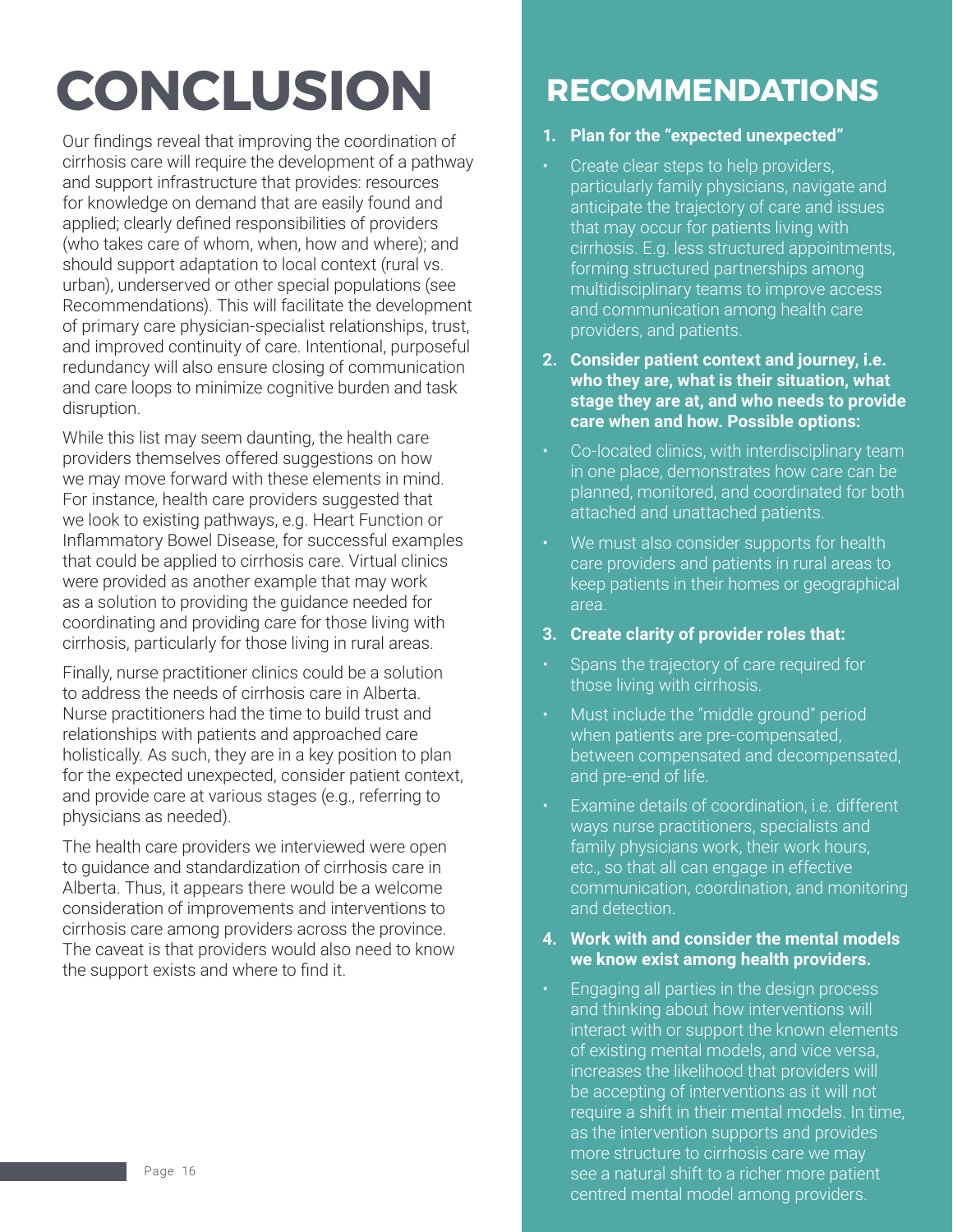# CONCLUSION

Our findings reveal that improving the coordination of cirrhosis care will require the development of a pathway and support infrastructure that provides: resources for knowledge on demand that are easily found and applied; clearly defined responsibilities of providers (who takes care of whom, when, how and where); and should support adaptation to local context (rural vs. urban), underserved or other special populations (see Recommendations). This will facilitate the development of primary care physician-specialist relationships, trust, and improved continuity of care. Intentional, purposeful redundancy will also ensure closing of communication and care loops to minimize cognitive burden and task disruption.

While this list may seem daunting, the health care providers themselves offered suggestions on how we may move forward with these elements in mind. For instance, health care providers suggested that we look to existing pathways, e.g. Heart Function or Inflammatory Bowel Disease, for successful examples that could be applied to cirrhosis care. Virtual clinics were provided as another example that may work as a solution to providing the guidance needed for coordinating and providing care for those living with cirrhosis, particularly for those living in rural areas.

Finally, nurse practitioner clinics could be a solution to address the needs of cirrhosis care in Alberta. Nurse practitioners had the time to build trust and relationships with patients and approached care holistically. As such, they are in a key position to plan for the expected unexpected, consider patient context, and provide care at various stages (e.g., referring to physicians as needed).

The health care providers we interviewed were open to guidance and standardization of cirrhosis care in Alberta. Thus, it appears there would be a welcome consideration of improvements and interventions to cirrhosis care among providers across the province. The caveat is that providers would also need to know the support exists and where to find it.

# RECOMMENDATIONS

1. **Plan for the "expected unexpected"**

- Create clear steps to help providers, particularly family physicians, navigate and anticipate the trajectory of care and issues that may occur for patients living with cirrhosis. E.g. less structured appointments, forming structured partnerships among multidisciplinary teams to improve access and communication among health care providers, and patients.

2. **Consider patient context and journey, i.e. who they are, what is their situation, what stage they are at, and who needs to provide care when and how. Possible options:**

- Co-located clinics, with interdisciplinary team in one place, demonstrates how care can be planned, monitored, and coordinated for both attached and unattached patients.
- We must also consider supports for health care providers and patients in rural areas to keep patients in their homes or geographical area.

3. **Create clarity of provider roles that:**

- Spans the trajectory of care required for those living with cirrhosis.
- Must include the "middle ground" period when patients are pre-compensated, between compensated and decompensated, and pre-end of life.
- Examine details of coordination, i.e. different ways nurse practitioners, specialists and family physicians work, their work hours, etc., so that all can engage in effective communication, coordination, and monitoring and detection.

4. **Work with and consider the mental models we know exist among health providers.**

- Engaging all parties in the design process and thinking about how interventions will interact with or support the known elements of existing mental models, and vice versa, increases the likelihood that providers will be accepting of interventions as it will not require a shift in their mental models. In time, as the intervention supports and provides more structure to cirrhosis care we may see a natural shift to a richer more patient centred mental model among providers.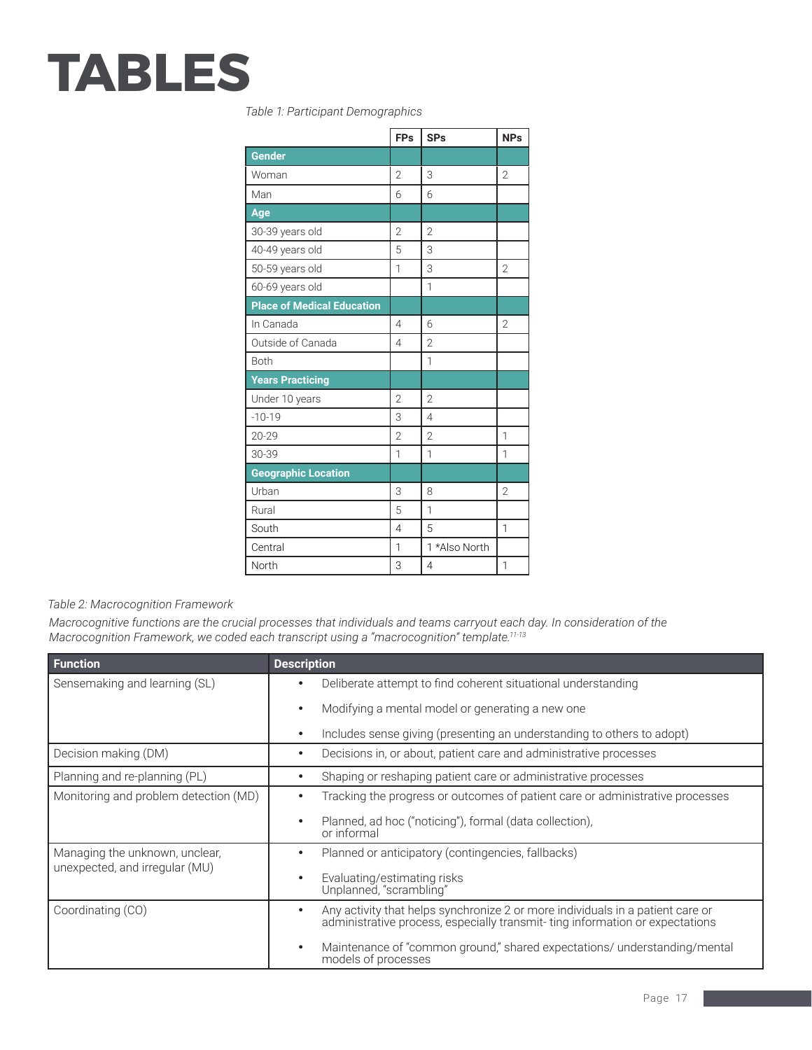# TABLES

*Table 1: Participant Demographics*

| | FPs | SPs | NPs |
|---|---|---|---|
| **Gender** | | | |
| Woman | 2 | 3 | 2 |
| Man | 6 | 6 | |
| **Age** | | | |
| 30-39 years old | 2 | 2 | |
| 40-49 years old | 5 | 3 | |
| 50-59 years old | 1 | 3 | 2 |
| 60-69 years old | | 1 | |
| **Place of Medical Education** | | | |
| In Canada | 4 | 6 | 2 |
| Outside of Canada | 4 | 2 | |
| Both | | 1 | |
| **Years Practicing** | | | |
| Under 10 years | 2 | 2 | |
| -10-19 | 3 | 4 | |
| 20-29 | 2 | 2 | 1 |
| 30-39 | 1 | 1 | 1 |
| **Geographic Location** | | | |
| Urban | 3 | 8 | 2 |
| Rural | 5 | 1 | |
| South | 4 | 5 | 1 |
| Central | 1 | 1 *Also North | |
| North | 3 | 4 | 1 |

*Table 2: Macrocognition Framework*

*Macrocognitive functions are the crucial processes that individuals and teams carryout each day. In consideration of the Macrocognition Framework, we coded each transcript using a "macrocognition" template.[11-13]*

| Function | Description |
|---|---|
| Sensemaking and learning (SL) | • Deliberate attempt to find coherent situational understanding<br>• Modifying a mental model or generating a new one<br>• Includes sense giving (presenting an understanding to others to adopt) |
| Decision making (DM) | • Decisions in, or about, patient care and administrative processes |
| Planning and re-planning (PL) | • Shaping or reshaping patient care or administrative processes |
| Monitoring and problem detection (MD) | • Tracking the progress or outcomes of patient care or administrative processes<br>• Planned, ad hoc ("noticing"), formal (data collection), or informal |
| Managing the unknown, unclear, unexpected, and irregular (MU) | • Planned or anticipatory (contingencies, fallbacks)<br>• Evaluating/estimating risks Unplanned, "scrambling" |
| Coordinating (CO) | • Any activity that helps synchronize 2 or more individuals in a patient care or administrative process, especially transmit- ting information or expectations<br>• Maintenance of "common ground," shared expectations/ understanding/mental models of processes |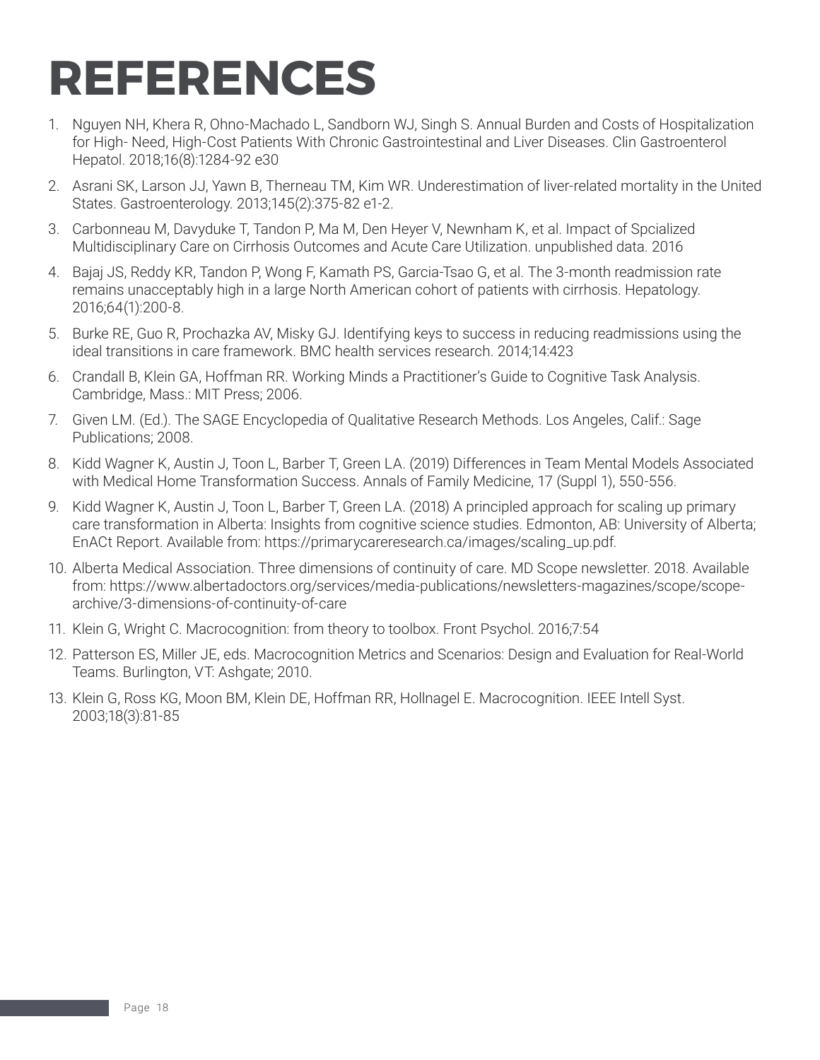# REFERENCES

1. Nguyen NH, Khera R, Ohno-Machado L, Sandborn WJ, Singh S. Annual Burden and Costs of Hospitalization for High- Need, High-Cost Patients With Chronic Gastrointestinal and Liver Diseases. Clin Gastroenterol Hepatol. 2018;16(8):1284-92 e30
2. Asrani SK, Larson JJ, Yawn B, Therneau TM, Kim WR. Underestimation of liver-related mortality in the United States. Gastroenterology. 2013;145(2):375-82 e1-2.
3. Carbonneau M, Davyduke T, Tandon P, Ma M, Den Heyer V, Newnham K, et al. Impact of Spcialized Multidisciplinary Care on Cirrhosis Outcomes and Acute Care Utilization. unpublished data. 2016
4. Bajaj JS, Reddy KR, Tandon P, Wong F, Kamath PS, Garcia-Tsao G, et al. The 3-month readmission rate remains unacceptably high in a large North American cohort of patients with cirrhosis. Hepatology. 2016;64(1):200-8.
5. Burke RE, Guo R, Prochazka AV, Misky GJ. Identifying keys to success in reducing readmissions using the ideal transitions in care framework. BMC health services research. 2014;14:423
6. Crandall B, Klein GA, Hoffman RR. Working Minds a Practitioner's Guide to Cognitive Task Analysis. Cambridge, Mass.: MIT Press; 2006.
7. Given LM. (Ed.). The SAGE Encyclopedia of Qualitative Research Methods. Los Angeles, Calif.: Sage Publications; 2008.
8. Kidd Wagner K, Austin J, Toon L, Barber T, Green LA. (2019) Differences in Team Mental Models Associated with Medical Home Transformation Success. Annals of Family Medicine, 17 (Suppl 1), 550-556.
9. Kidd Wagner K, Austin J, Toon L, Barber T, Green LA. (2018) A principled approach for scaling up primary care transformation in Alberta: Insights from cognitive science studies. Edmonton, AB: University of Alberta; EnACt Report. Available from: https://primarycareresearch.ca/images/scaling_up.pdf.
10. Alberta Medical Association. Three dimensions of continuity of care. MD Scope newsletter. 2018. Available from: https://www.albertadoctors.org/services/media-publications/newsletters-magazines/scope/scope-archive/3-dimensions-of-continuity-of-care
11. Klein G, Wright C. Macrocognition: from theory to toolbox. Front Psychol. 2016;7:54
12. Patterson ES, Miller JE, eds. Macrocognition Metrics and Scenarios: Design and Evaluation for Real-World Teams. Burlington, VT: Ashgate; 2010.
13. Klein G, Ross KG, Moon BM, Klein DE, Hoffman RR, Hollnagel E. Macrocognition. IEEE Intell Syst. 2003;18(3):81-85